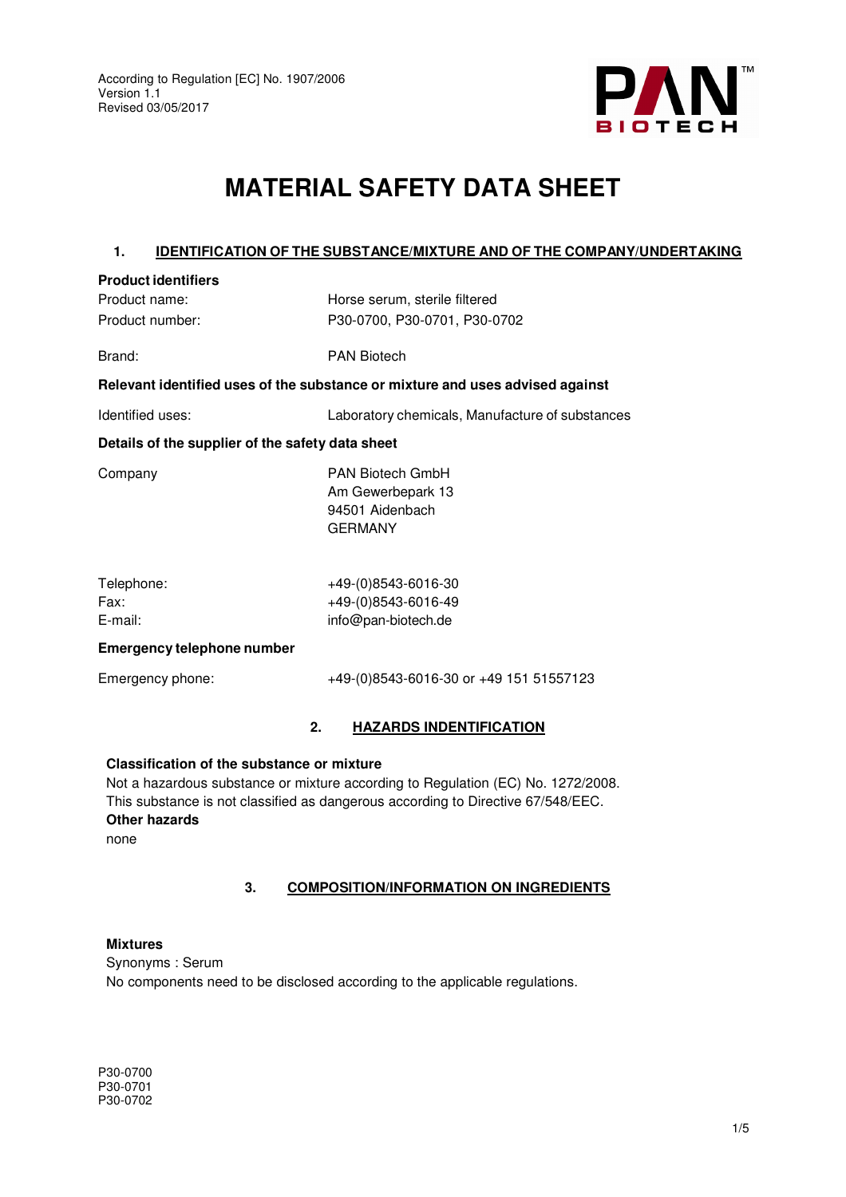According to Regulation [EC] No. 1907/2006
Version 1.1
Revised 03/05/2017

# MATERIAL SAFETY DATA SHEET

## 1. IDENTIFICATION OF THE SUBSTANCE/MIXTURE AND OF THE COMPANY/UNDERTAKING

**Product identifiers**

| | |
|---|---|
| Product name: | Horse serum, sterile filtered |
| Product number: | P30-0700, P30-0701, P30-0702 |
| Brand: | PAN Biotech |

**Relevant identified uses of the substance or mixture and uses advised against**

| | |
|---|---|
| Identified uses: | Laboratory chemicals, Manufacture of substances |

**Details of the supplier of the safety data sheet**

| | |
|---|---|
| Company | PAN Biotech GmbH<br>Am Gewerbepark 13<br>94501 Aidenbach<br>GERMANY |
| Telephone: | +49-(0)8543-6016-30 |
| Fax: | +49-(0)8543-6016-49 |
| E-mail: | info@pan-biotech.de |

**Emergency telephone number**

| | |
|---|---|
| Emergency phone: | +49-(0)8543-6016-30 or +49 151 51557123 |

## 2. HAZARDS INDENTIFICATION

**Classification of the substance or mixture**

Not a hazardous substance or mixture according to Regulation (EC) No. 1272/2008.
This substance is not classified as dangerous according to Directive 67/548/EEC.

**Other hazards**

none

## 3. COMPOSITION/INFORMATION ON INGREDIENTS

**Mixtures**

Synonyms : Serum
No components need to be disclosed according to the applicable regulations.

P30-0700
P30-0701
P30-0702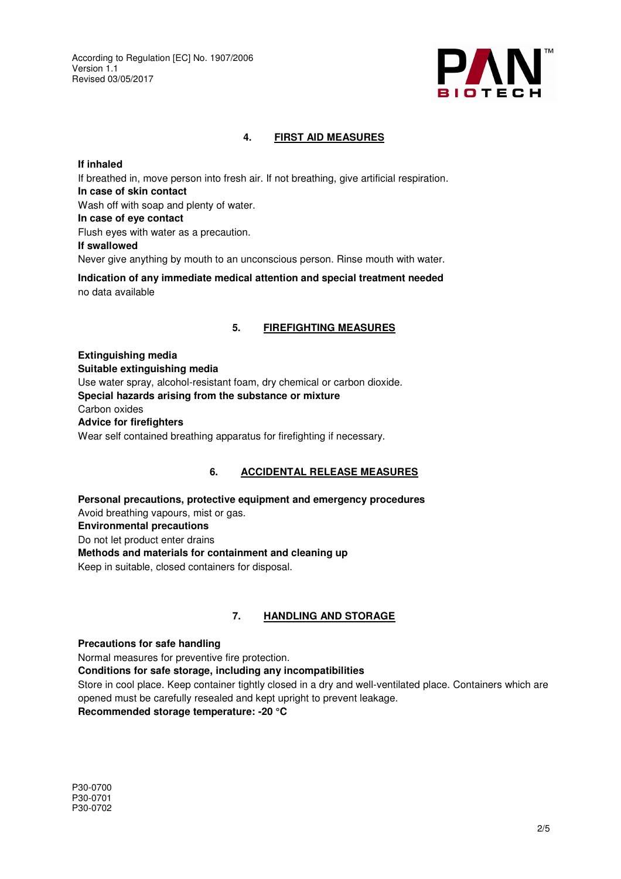## 4. FIRST AID MEASURES

**If inhaled**

If breathed in, move person into fresh air. If not breathing, give artificial respiration.

**In case of skin contact**

Wash off with soap and plenty of water.

**In case of eye contact**

Flush eyes with water as a precaution.

**If swallowed**

Never give anything by mouth to an unconscious person. Rinse mouth with water.

**Indication of any immediate medical attention and special treatment needed**

no data available

## 5. FIREFIGHTING MEASURES

**Extinguishing media**

**Suitable extinguishing media**

Use water spray, alcohol-resistant foam, dry chemical or carbon dioxide.

**Special hazards arising from the substance or mixture**

Carbon oxides

**Advice for firefighters**

Wear self contained breathing apparatus for firefighting if necessary.

## 6. ACCIDENTAL RELEASE MEASURES

**Personal precautions, protective equipment and emergency procedures**

Avoid breathing vapours, mist or gas.

**Environmental precautions**

Do not let product enter drains

**Methods and materials for containment and cleaning up**

Keep in suitable, closed containers for disposal.

## 7. HANDLING AND STORAGE

**Precautions for safe handling**

Normal measures for preventive fire protection.

**Conditions for safe storage, including any incompatibilities**

Store in cool place. Keep container tightly closed in a dry and well-ventilated place. Containers which are opened must be carefully resealed and kept upright to prevent leakage.

**Recommended storage temperature: -20 °C**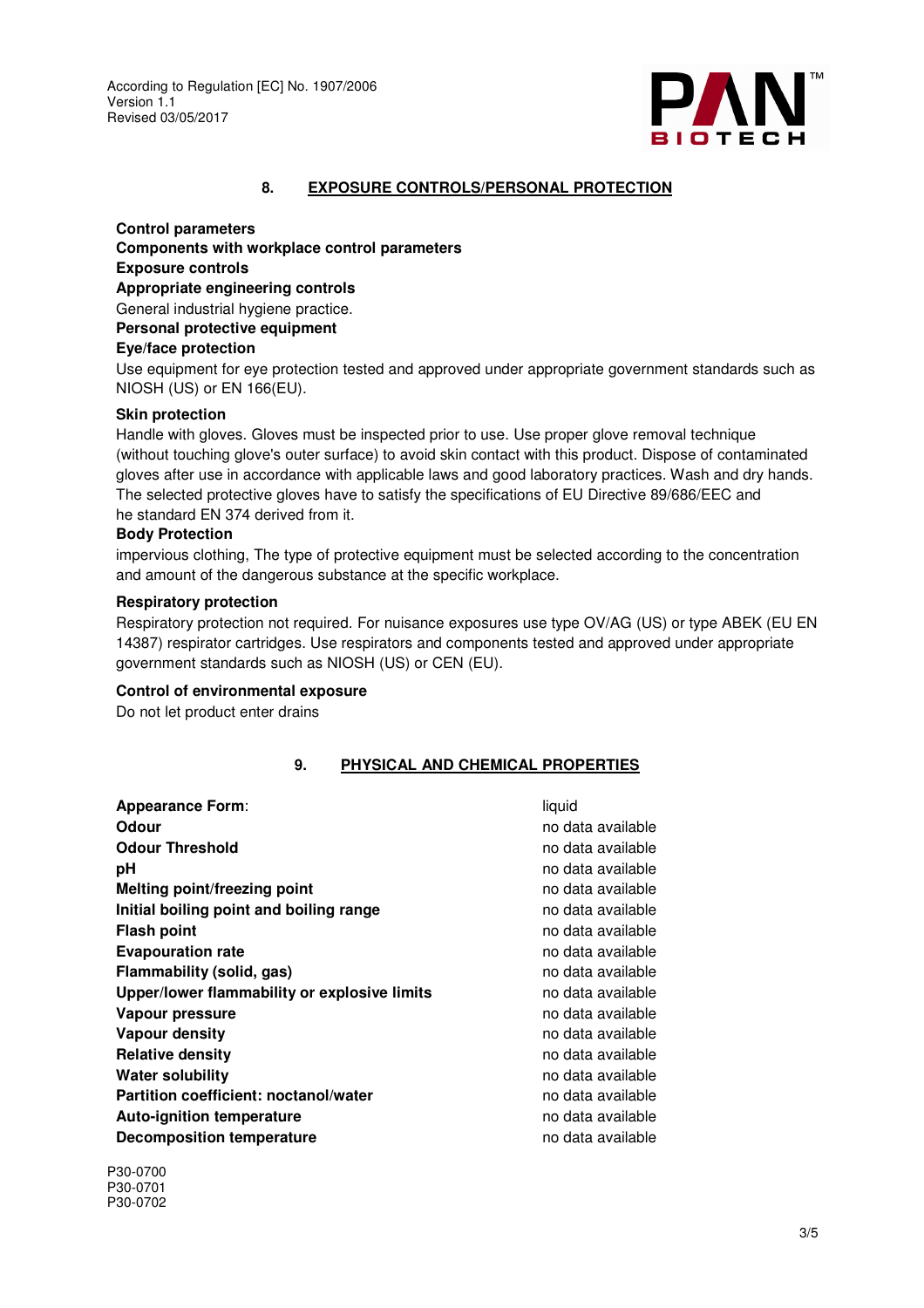## 8. EXPOSURE CONTROLS/PERSONAL PROTECTION

**Control parameters**

**Components with workplace control parameters**

**Exposure controls**

**Appropriate engineering controls**

General industrial hygiene practice.

**Personal protective equipment**

**Eye/face protection**

Use equipment for eye protection tested and approved under appropriate government standards such as NIOSH (US) or EN 166(EU).

**Skin protection**

Handle with gloves. Gloves must be inspected prior to use. Use proper glove removal technique (without touching glove's outer surface) to avoid skin contact with this product. Dispose of contaminated gloves after use in accordance with applicable laws and good laboratory practices. Wash and dry hands. The selected protective gloves have to satisfy the specifications of EU Directive 89/686/EEC and he standard EN 374 derived from it.

**Body Protection**

impervious clothing, The type of protective equipment must be selected according to the concentration and amount of the dangerous substance at the specific workplace.

**Respiratory protection**

Respiratory protection not required. For nuisance exposures use type OV/AG (US) or type ABEK (EU EN 14387) respirator cartridges. Use respirators and components tested and approved under appropriate government standards such as NIOSH (US) or CEN (EU).

**Control of environmental exposure**

Do not let product enter drains

## 9. PHYSICAL AND CHEMICAL PROPERTIES

| | |
|---|---|
| **Appearance Form**: | liquid |
| **Odour** | no data available |
| **Odour Threshold** | no data available |
| **pH** | no data available |
| **Melting point/freezing point** | no data available |
| **Initial boiling point and boiling range** | no data available |
| **Flash point** | no data available |
| **Evapouration rate** | no data available |
| **Flammability (solid, gas)** | no data available |
| **Upper/lower flammability or explosive limits** | no data available |
| **Vapour pressure** | no data available |
| **Vapour density** | no data available |
| **Relative density** | no data available |
| **Water solubility** | no data available |
| **Partition coefficient: noctanol/water** | no data available |
| **Auto-ignition temperature** | no data available |
| **Decomposition temperature** | no data available |

P30-0700
P30-0701
P30-0702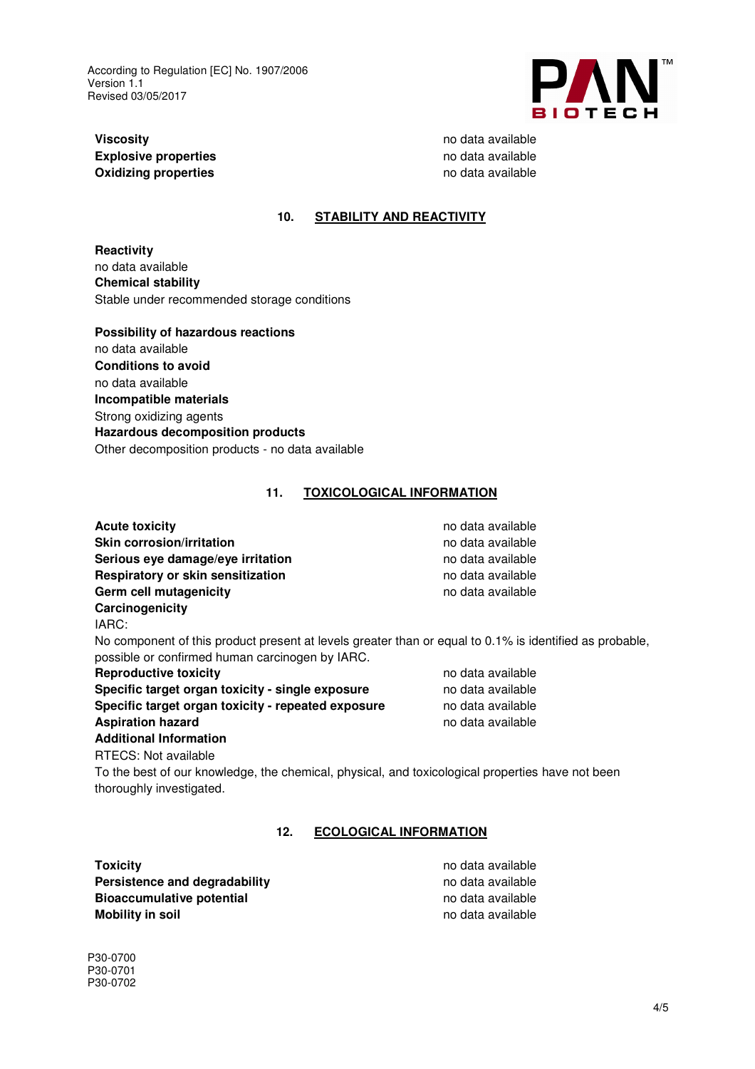| | |
|---|---|
| **Viscosity** | no data available |
| **Explosive properties** | no data available |
| **Oxidizing properties** | no data available |

## 10. STABILITY AND REACTIVITY

**Reactivity**
no data available
**Chemical stability**
Stable under recommended storage conditions

**Possibility of hazardous reactions**
no data available
**Conditions to avoid**
no data available
**Incompatible materials**
Strong oxidizing agents
**Hazardous decomposition products**
Other decomposition products - no data available

## 11. TOXICOLOGICAL INFORMATION

| | |
|---|---|
| **Acute toxicity** | no data available |
| **Skin corrosion/irritation** | no data available |
| **Serious eye damage/eye irritation** | no data available |
| **Respiratory or skin sensitization** | no data available |
| **Germ cell mutagenicity** | no data available |

**Carcinogenicity**
IARC:
No component of this product present at levels greater than or equal to 0.1% is identified as probable, possible or confirmed human carcinogen by IARC.

| | |
|---|---|
| **Reproductive toxicity** | no data available |
| **Specific target organ toxicity - single exposure** | no data available |
| **Specific target organ toxicity - repeated exposure** | no data available |
| **Aspiration hazard** | no data available |

**Additional Information**
RTECS: Not available
To the best of our knowledge, the chemical, physical, and toxicological properties have not been thoroughly investigated.

## 12. ECOLOGICAL INFORMATION

| | |
|---|---|
| **Toxicity** | no data available |
| **Persistence and degradability** | no data available |
| **Bioaccumulative potential** | no data available |
| **Mobility in soil** | no data available |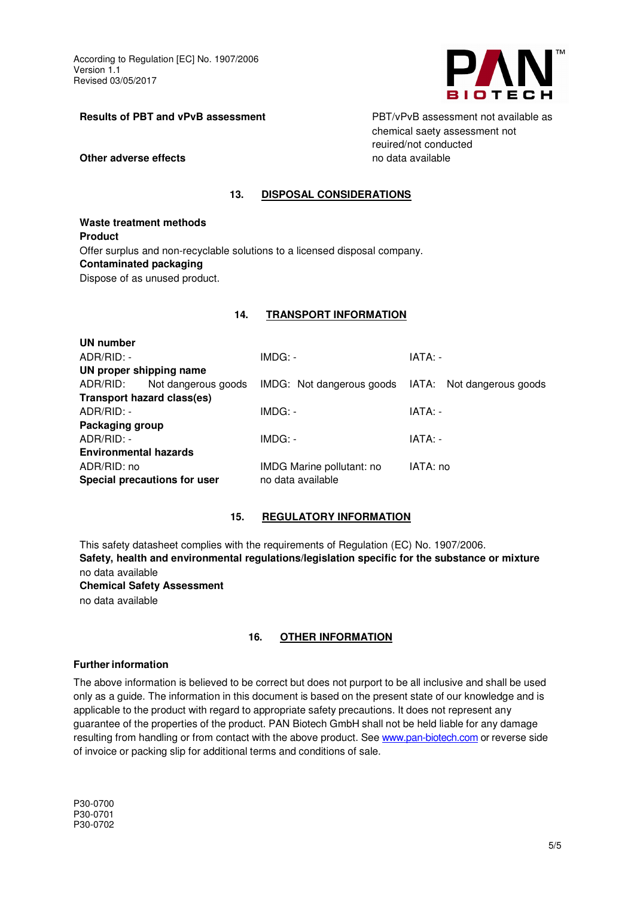| | |
|---|---|
| **Results of PBT and vPvB assessment** | PBT/vPvB assessment not available as chemical saety assessment not reuired/not conducted |
| **Other adverse effects** | no data available |

## 13. DISPOSAL CONSIDERATIONS

**Waste treatment methods**
**Product**
Offer surplus and non-recyclable solutions to a licensed disposal company.
**Contaminated packaging**
Dispose of as unused product.

## 14. TRANSPORT INFORMATION

| | | |
|---|---|---|
| **UN number** | | |
| ADR/RID: - | IMDG: - | IATA: - |
| **UN proper shipping name** | | |
| ADR/RID: Not dangerous goods | IMDG: Not dangerous goods | IATA: Not dangerous goods |
| **Transport hazard class(es)** | | |
| ADR/RID: - | IMDG: - | IATA: - |
| **Packaging group** | | |
| ADR/RID: - | IMDG: - | IATA: - |
| **Environmental hazards** | | |
| ADR/RID: no | IMDG Marine pollutant: no | IATA: no |
| **Special precautions for user** | no data available | |

## 15. REGULATORY INFORMATION

This safety datasheet complies with the requirements of Regulation (EC) No. 1907/2006.
**Safety, health and environmental regulations/legislation specific for the substance or mixture**
no data available
**Chemical Safety Assessment**
no data available

## 16. OTHER INFORMATION

### Further information

The above information is believed to be correct but does not purport to be all inclusive and shall be used only as a guide. The information in this document is based on the present state of our knowledge and is applicable to the product with regard to appropriate safety precautions. It does not represent any guarantee of the properties of the product. PAN Biotech GmbH shall not be held liable for any damage resulting from handling or from contact with the above product. See www.pan-biotech.com or reverse side of invoice or packing slip for additional terms and conditions of sale.

P30-0700
P30-0701
P30-0702